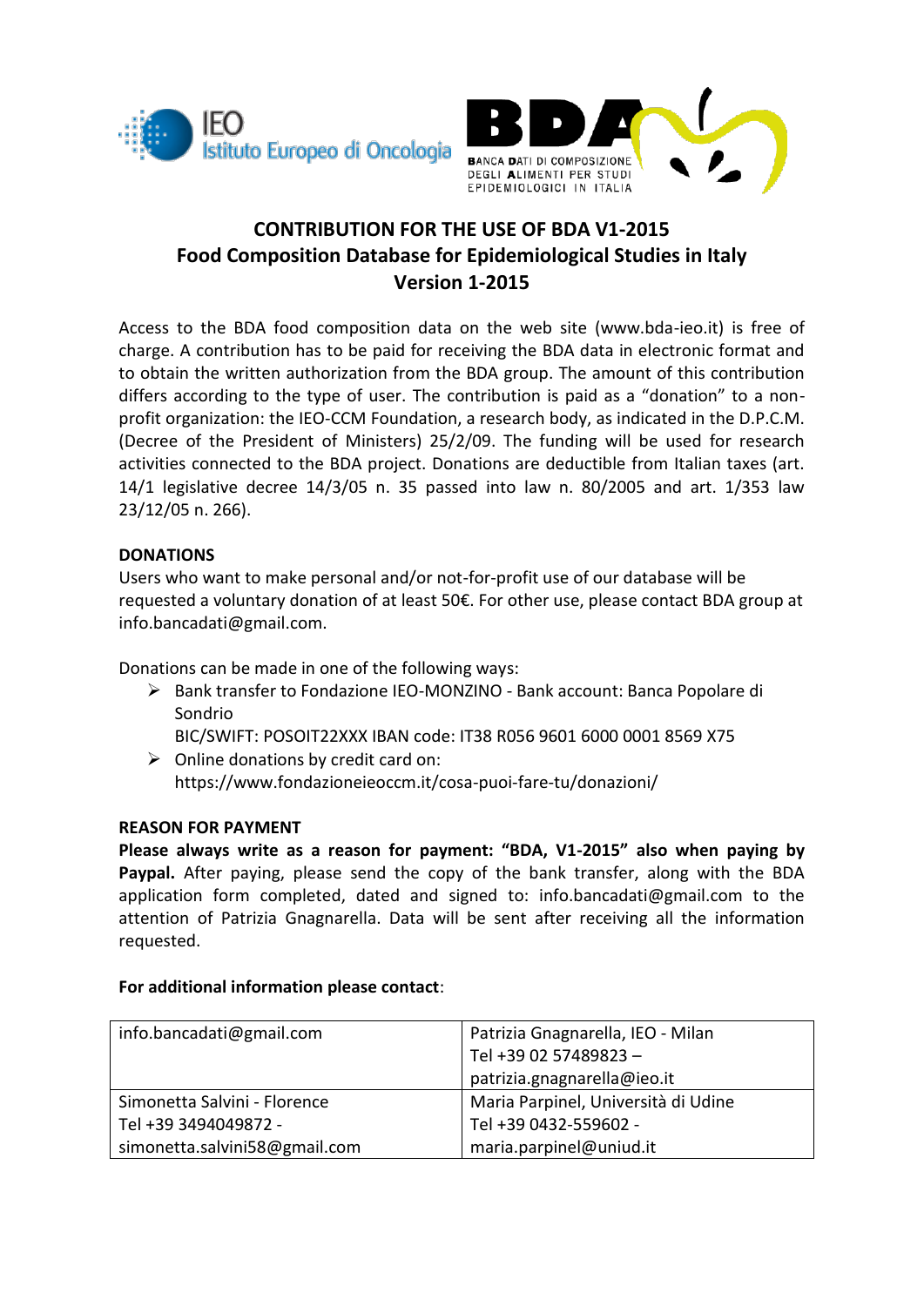# CONTRIBUTION FOR THE USE OF BDA V1-2015
# Food Composition Database for Epidemiological Studies in Italy
# Version 1-2015

Access to the BDA food composition data on the web site (www.bda-ieo.it) is free of charge. A contribution has to be paid for receiving the BDA data in electronic format and to obtain the written authorization from the BDA group. The amount of this contribution differs according to the type of user. The contribution is paid as a "donation" to a non-profit organization: the IEO-CCM Foundation, a research body, as indicated in the D.P.C.M. (Decree of the President of Ministers) 25/2/09. The funding will be used for research activities connected to the BDA project. Donations are deductible from Italian taxes (art. 14/1 legislative decree 14/3/05 n. 35 passed into law n. 80/2005 and art. 1/353 law 23/12/05 n. 266).

**DONATIONS**

Users who want to make personal and/or not-for-profit use of our database will be requested a voluntary donation of at least 50€. For other use, please contact BDA group at info.bancadati@gmail.com.

Donations can be made in one of the following ways:

- Bank transfer to Fondazione IEO-MONZINO - Bank account: Banca Popolare di Sondrio
  BIC/SWIFT: POSOIT22XXX IBAN code: IT38 R056 9601 6000 0001 8569 X75
- Online donations by credit card on: https://www.fondazioneieoccm.it/cosa-puoi-fare-tu/donazioni/

**REASON FOR PAYMENT**

**Please always write as a reason for payment: "BDA, V1-2015" also when paying by Paypal.** After paying, please send the copy of the bank transfer, along with the BDA application form completed, dated and signed to: info.bancadati@gmail.com to the attention of Patrizia Gnagnarella. Data will be sent after receiving all the information requested.

**For additional information please contact**:

| | |
|---|---|
| info.bancadati@gmail.com | Patrizia Gnagnarella, IEO - Milan<br>Tel +39 02 57489823 –<br>patrizia.gnagnarella@ieo.it |
| Simonetta Salvini - Florence<br>Tel +39 3494049872 -<br>simonetta.salvini58@gmail.com | Maria Parpinel, Università di Udine<br>Tel +39 0432-559602 -<br>maria.parpinel@uniud.it |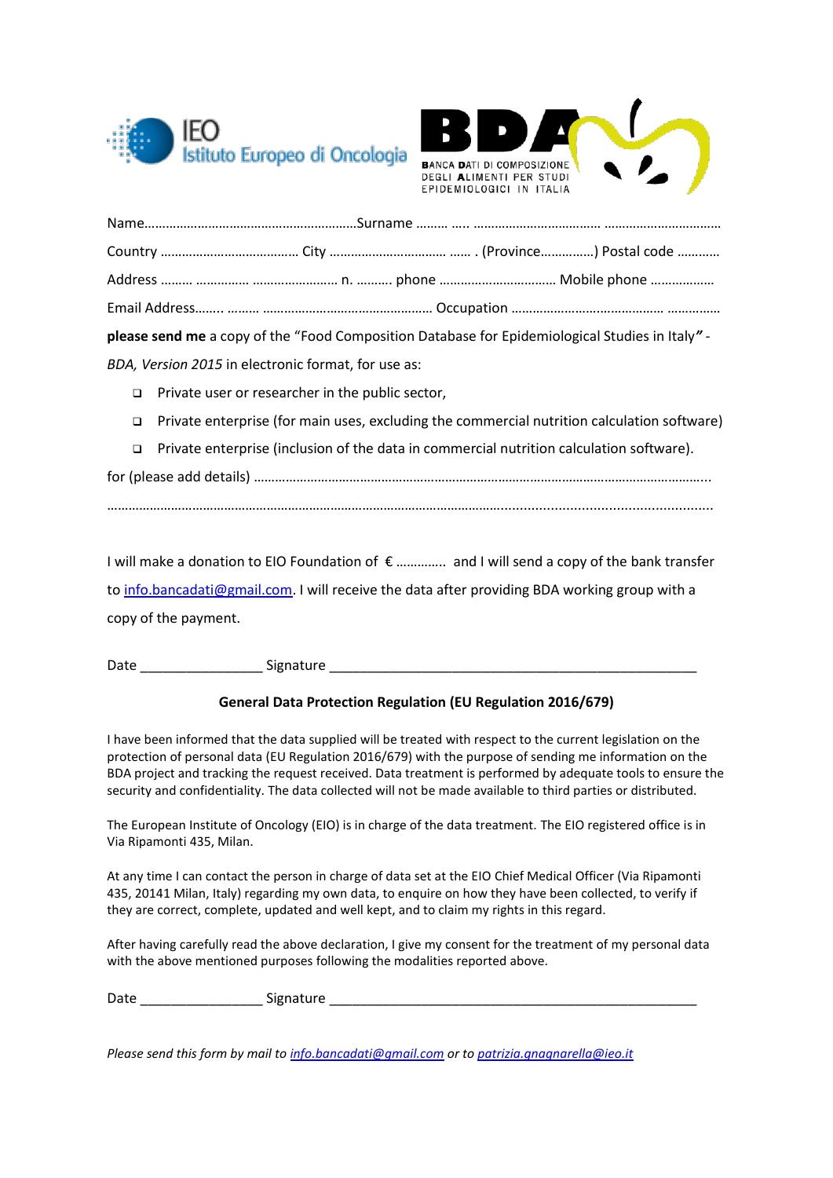IEO Istituto Europeo di Oncologia

BDA BANCA DATI DI COMPOSIZIONE DEGLI ALIMENTI PER STUDI EPIDEMIOLOGICI IN ITALIA

Name……………………………………………………Surname ……… ….. ……………………………… ……………………………

Country ………………………………… City …………………………… …… . (Province……………) Postal code …………

Address ……… …………… …………………… n. ………. phone …………………………… Mobile phone ………………

Email Address…….. ……… ………………………………………… Occupation …………………………………… ……………

**please send me** a copy of the "Food Composition Database for Epidemiological Studies in Italy" - *BDA, Version 2015* in electronic format, for use as:

- ❑ Private user or researcher in the public sector,
- ❑ Private enterprise (for main uses, excluding the commercial nutrition calculation software)
- ❑ Private enterprise (inclusion of the data in commercial nutrition calculation software).

for (please add details) ……………………………………………………………………………………………………………..

……………………………………………………………………………………………………………………………………………

I will make a donation to EIO Foundation of € …………. and I will send a copy of the bank transfer to info.bancadati@gmail.com. I will receive the data after providing BDA working group with a copy of the payment.

Date ________________ Signature ________________________________________________

**General Data Protection Regulation (EU Regulation 2016/679)**

I have been informed that the data supplied will be treated with respect to the current legislation on the protection of personal data (EU Regulation 2016/679) with the purpose of sending me information on the BDA project and tracking the request received. Data treatment is performed by adequate tools to ensure the security and confidentiality. The data collected will not be made available to third parties or distributed.

The European Institute of Oncology (EIO) is in charge of the data treatment. The EIO registered office is in Via Ripamonti 435, Milan.

At any time I can contact the person in charge of data set at the EIO Chief Medical Officer (Via Ripamonti 435, 20141 Milan, Italy) regarding my own data, to enquire on how they have been collected, to verify if they are correct, complete, updated and well kept, and to claim my rights in this regard.

After having carefully read the above declaration, I give my consent for the treatment of my personal data with the above mentioned purposes following the modalities reported above.

Date ________________ Signature ________________________________________________

*Please send this form by mail to info.bancadati@gmail.com or to patrizia.gnagnarella@ieo.it*